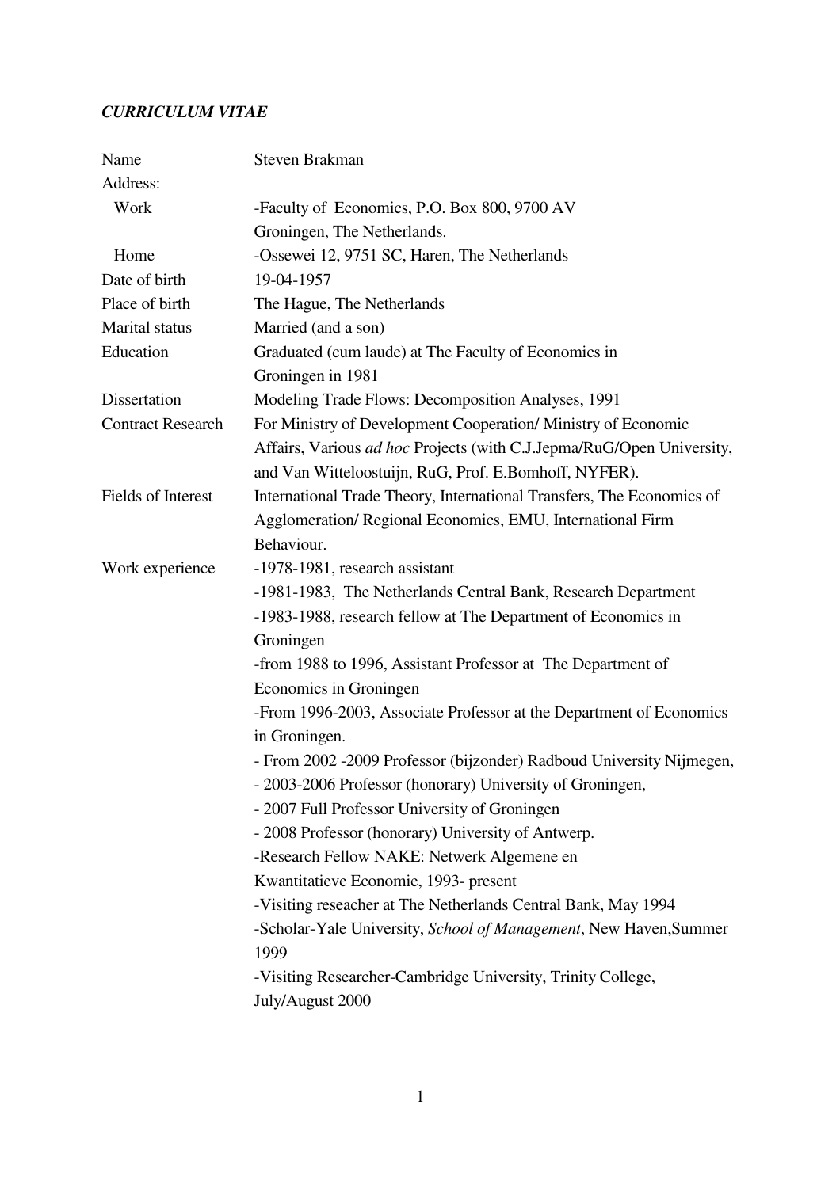***CURRICULUM VITAE***

| | |
|---|---|
| Name | Steven Brakman |
| Address: | |
| Work | -Faculty of Economics, P.O. Box 800, 9700 AV Groningen, The Netherlands. |
| Home | -Ossewei 12, 9751 SC, Haren, The Netherlands |
| Date of birth | 19-04-1957 |
| Place of birth | The Hague, The Netherlands |
| Marital status | Married (and a son) |
| Education | Graduated (cum laude) at The Faculty of Economics in Groningen in 1981 |
| Dissertation | Modeling Trade Flows: Decomposition Analyses, 1991 |
| Contract Research | For Ministry of Development Cooperation/ Ministry of Economic Affairs, Various *ad hoc* Projects (with C.J.Jepma/RuG/Open University, and Van Witteloostuijn, RuG, Prof. E.Bomhoff, NYFER). |
| Fields of Interest | International Trade Theory, International Transfers, The Economics of Agglomeration/ Regional Economics, EMU, International Firm Behaviour. |
| Work experience | -1978-1981, research assistant<br>-1981-1983, The Netherlands Central Bank, Research Department<br>-1983-1988, research fellow at The Department of Economics in Groningen<br>-from 1988 to 1996, Assistant Professor at The Department of Economics in Groningen<br>-From 1996-2003, Associate Professor at the Department of Economics in Groningen.<br>- From 2002 -2009 Professor (bijzonder) Radboud University Nijmegen,<br>- 2003-2006 Professor (honorary) University of Groningen,<br>- 2007 Full Professor University of Groningen<br>- 2008 Professor (honorary) University of Antwerp.<br>-Research Fellow NAKE: Netwerk Algemene en Kwantitatieve Economie, 1993- present<br>-Visiting reseacher at The Netherlands Central Bank, May 1994<br>-Scholar-Yale University, *School of Management*, New Haven,Summer 1999<br>-Visiting Researcher-Cambridge University, Trinity College, July/August 2000 |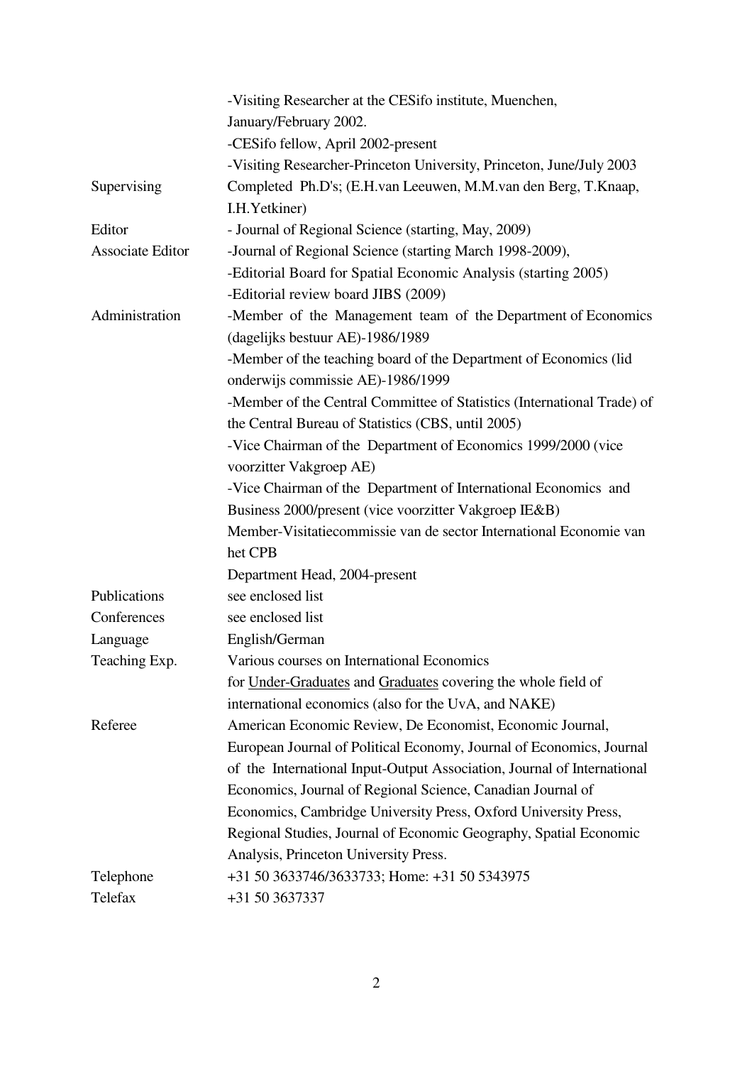| | |
|---|---|
| | -Visiting Researcher at the CESifo institute, Muenchen, January/February 2002. |
| | -CESifo fellow, April 2002-present |
| | -Visiting Researcher-Princeton University, Princeton, June/July 2003 |
| Supervising | Completed Ph.D's; (E.H.van Leeuwen, M.M.van den Berg, T.Knaap, I.H.Yetkiner) |
| Editor | - Journal of Regional Science (starting, May, 2009) |
| Associate Editor | -Journal of Regional Science (starting March 1998-2009), |
| | -Editorial Board for Spatial Economic Analysis (starting 2005) |
| | -Editorial review board JIBS (2009) |
| Administration | -Member of the Management team of the Department of Economics (dagelijks bestuur AE)-1986/1989 |
| | -Member of the teaching board of the Department of Economics (lid onderwijs commissie AE)-1986/1999 |
| | -Member of the Central Committee of Statistics (International Trade) of the Central Bureau of Statistics (CBS, until 2005) |
| | -Vice Chairman of the Department of Economics 1999/2000 (vice voorzitter Vakgroep AE) |
| | -Vice Chairman of the Department of International Economics and Business 2000/present (vice voorzitter Vakgroep IE&B) |
| | Member-Visitatiecommissie van de sector International Economie van het CPB |
| | Department Head, 2004-present |
| Publications | see enclosed list |
| Conferences | see enclosed list |
| Language | English/German |
| Teaching Exp. | Various courses on International Economics for Under-Graduates and Graduates covering the whole field of international economics (also for the UvA, and NAKE) |
| Referee | American Economic Review, De Economist, Economic Journal, European Journal of Political Economy, Journal of Economics, Journal of the International Input-Output Association, Journal of International Economics, Journal of Regional Science, Canadian Journal of Economics, Cambridge University Press, Oxford University Press, Regional Studies, Journal of Economic Geography, Spatial Economic Analysis, Princeton University Press. |
| Telephone | +31 50 3633746/3633733; Home: +31 50 5343975 |
| Telefax | +31 50 3637337 |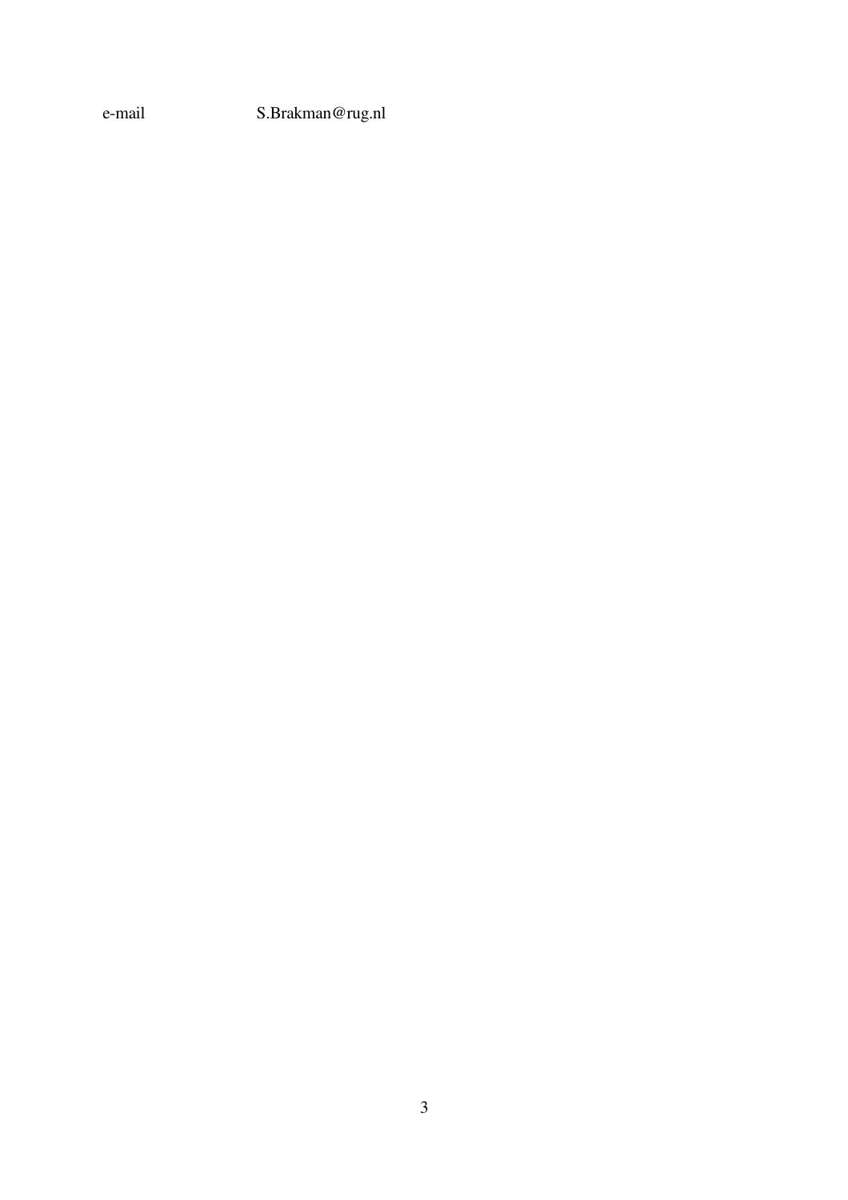e-mail S.Brakman@rug.nl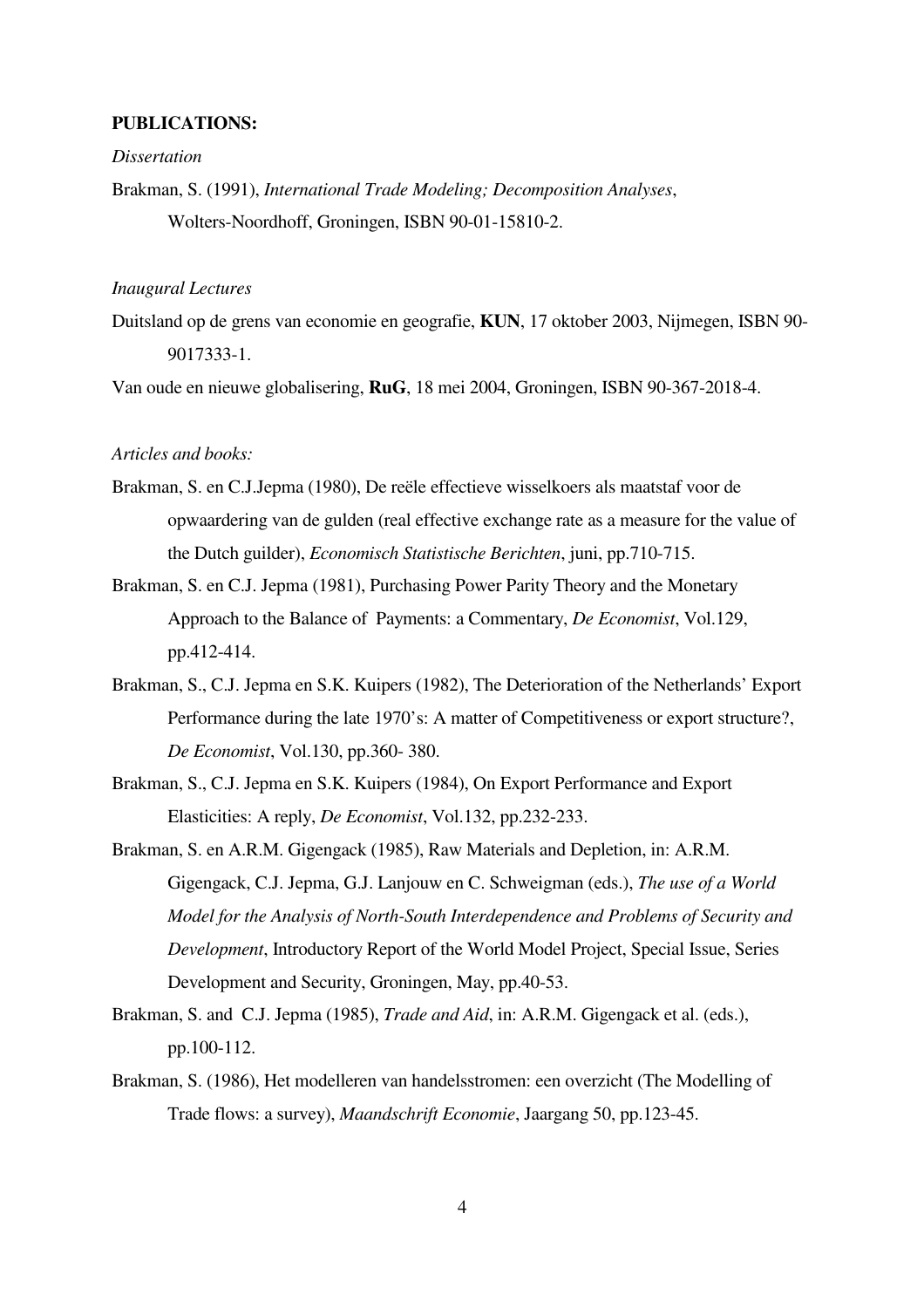**PUBLICATIONS:**

*Dissertation*

Brakman, S. (1991), *International Trade Modeling; Decomposition Analyses*, Wolters-Noordhoff, Groningen, ISBN 90-01-15810-2.

*Inaugural Lectures*

Duitsland op de grens van economie en geografie, **KUN**, 17 oktober 2003, Nijmegen, ISBN 90-9017333-1.

Van oude en nieuwe globalisering, **RuG**, 18 mei 2004, Groningen, ISBN 90-367-2018-4.

*Articles and books:*

Brakman, S. en C.J.Jepma (1980), De reële effectieve wisselkoers als maatstaf voor de opwaardering van de gulden (real effective exchange rate as a measure for the value of the Dutch guilder), *Economisch Statistische Berichten*, juni, pp.710-715.

Brakman, S. en C.J. Jepma (1981), Purchasing Power Parity Theory and the Monetary Approach to the Balance of Payments: a Commentary, *De Economist*, Vol.129, pp.412-414.

Brakman, S., C.J. Jepma en S.K. Kuipers (1982), The Deterioration of the Netherlands' Export Performance during the late 1970's: A matter of Competitiveness or export structure?, *De Economist*, Vol.130, pp.360- 380.

Brakman, S., C.J. Jepma en S.K. Kuipers (1984), On Export Performance and Export Elasticities: A reply, *De Economist*, Vol.132, pp.232-233.

Brakman, S. en A.R.M. Gigengack (1985), Raw Materials and Depletion, in: A.R.M. Gigengack, C.J. Jepma, G.J. Lanjouw en C. Schweigman (eds.), *The use of a World Model for the Analysis of North-South Interdependence and Problems of Security and Development*, Introductory Report of the World Model Project, Special Issue, Series Development and Security, Groningen, May, pp.40-53.

Brakman, S. and C.J. Jepma (1985), *Trade and Aid*, in: A.R.M. Gigengack et al. (eds.), pp.100-112.

Brakman, S. (1986), Het modelleren van handelsstromen: een overzicht (The Modelling of Trade flows: a survey), *Maandschrift Economie*, Jaargang 50, pp.123-45.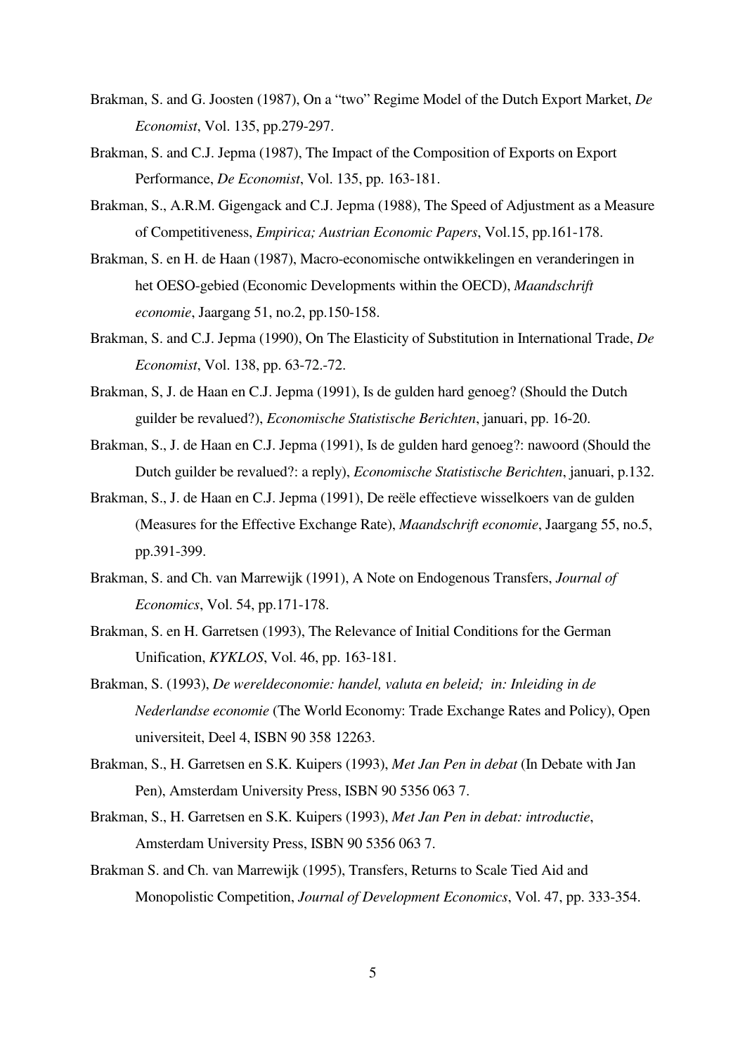Brakman, S. and G. Joosten (1987), On a "two" Regime Model of the Dutch Export Market, *De Economist*, Vol. 135, pp.279-297.

Brakman, S. and C.J. Jepma (1987), The Impact of the Composition of Exports on Export Performance, *De Economist*, Vol. 135, pp. 163-181.

Brakman, S., A.R.M. Gigengack and C.J. Jepma (1988), The Speed of Adjustment as a Measure of Competitiveness, *Empirica; Austrian Economic Papers*, Vol.15, pp.161-178.

Brakman, S. en H. de Haan (1987), Macro-economische ontwikkelingen en veranderingen in het OESO-gebied (Economic Developments within the OECD), *Maandschrift economie*, Jaargang 51, no.2, pp.150-158.

Brakman, S. and C.J. Jepma (1990), On The Elasticity of Substitution in International Trade, *De Economist*, Vol. 138, pp. 63-72.-72.

Brakman, S, J. de Haan en C.J. Jepma (1991), Is de gulden hard genoeg? (Should the Dutch guilder be revalued?), *Economische Statistische Berichten*, januari, pp. 16-20.

Brakman, S., J. de Haan en C.J. Jepma (1991), Is de gulden hard genoeg?: nawoord (Should the Dutch guilder be revalued?: a reply), *Economische Statistische Berichten*, januari, p.132.

Brakman, S., J. de Haan en C.J. Jepma (1991), De reële effectieve wisselkoers van de gulden (Measures for the Effective Exchange Rate), *Maandschrift economie*, Jaargang 55, no.5, pp.391-399.

Brakman, S. and Ch. van Marrewijk (1991), A Note on Endogenous Transfers, *Journal of Economics*, Vol. 54, pp.171-178.

Brakman, S. en H. Garretsen (1993), The Relevance of Initial Conditions for the German Unification, *KYKLOS*, Vol. 46, pp. 163-181.

Brakman, S. (1993), *De wereldeconomie: handel, valuta en beleid; in: Inleiding in de Nederlandse economie* (The World Economy: Trade Exchange Rates and Policy), Open universiteit, Deel 4, ISBN 90 358 12263.

Brakman, S., H. Garretsen en S.K. Kuipers (1993), *Met Jan Pen in debat* (In Debate with Jan Pen), Amsterdam University Press, ISBN 90 5356 063 7.

Brakman, S., H. Garretsen en S.K. Kuipers (1993), *Met Jan Pen in debat: introductie*, Amsterdam University Press, ISBN 90 5356 063 7.

Brakman S. and Ch. van Marrewijk (1995), Transfers, Returns to Scale Tied Aid and Monopolistic Competition, *Journal of Development Economics*, Vol. 47, pp. 333-354.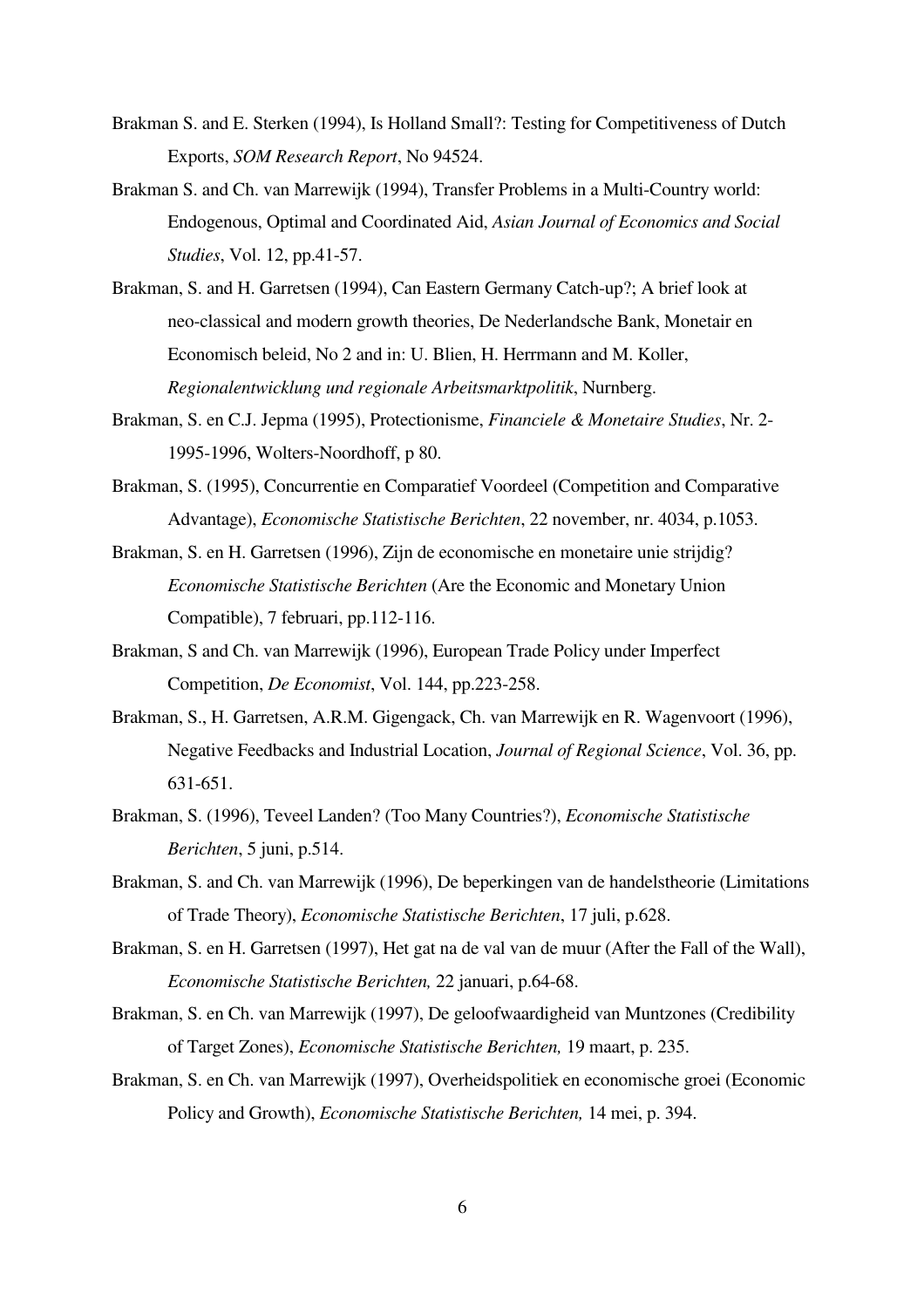Brakman S. and E. Sterken (1994), Is Holland Small?: Testing for Competitiveness of Dutch Exports, *SOM Research Report*, No 94524.

Brakman S. and Ch. van Marrewijk (1994), Transfer Problems in a Multi-Country world: Endogenous, Optimal and Coordinated Aid, *Asian Journal of Economics and Social Studies*, Vol. 12, pp.41-57.

Brakman, S. and H. Garretsen (1994), Can Eastern Germany Catch-up?; A brief look at neo-classical and modern growth theories, De Nederlandsche Bank, Monetair en Economisch beleid, No 2 and in: U. Blien, H. Herrmann and M. Koller, *Regionalentwicklung und regionale Arbeitsmarktpolitik*, Nurnberg.

Brakman, S. en C.J. Jepma (1995), Protectionisme, *Financiele & Monetaire Studies*, Nr. 2-1995-1996, Wolters-Noordhoff, p 80.

Brakman, S. (1995), Concurrentie en Comparatief Voordeel (Competition and Comparative Advantage), *Economische Statistische Berichten*, 22 november, nr. 4034, p.1053.

Brakman, S. en H. Garretsen (1996), Zijn de economische en monetaire unie strijdig? *Economische Statistische Berichten* (Are the Economic and Monetary Union Compatible), 7 februari, pp.112-116.

Brakman, S and Ch. van Marrewijk (1996), European Trade Policy under Imperfect Competition, *De Economist*, Vol. 144, pp.223-258.

Brakman, S., H. Garretsen, A.R.M. Gigengack, Ch. van Marrewijk en R. Wagenvoort (1996), Negative Feedbacks and Industrial Location, *Journal of Regional Science*, Vol. 36, pp. 631-651.

Brakman, S. (1996), Teveel Landen? (Too Many Countries?), *Economische Statistische Berichten*, 5 juni, p.514.

Brakman, S. and Ch. van Marrewijk (1996), De beperkingen van de handelstheorie (Limitations of Trade Theory), *Economische Statistische Berichten*, 17 juli, p.628.

Brakman, S. en H. Garretsen (1997), Het gat na de val van de muur (After the Fall of the Wall), *Economische Statistische Berichten,* 22 januari, p.64-68.

Brakman, S. en Ch. van Marrewijk (1997), De geloofwaardigheid van Muntzones (Credibility of Target Zones), *Economische Statistische Berichten,* 19 maart, p. 235.

Brakman, S. en Ch. van Marrewijk (1997), Overheidspolitiek en economische groei (Economic Policy and Growth), *Economische Statistische Berichten,* 14 mei, p. 394.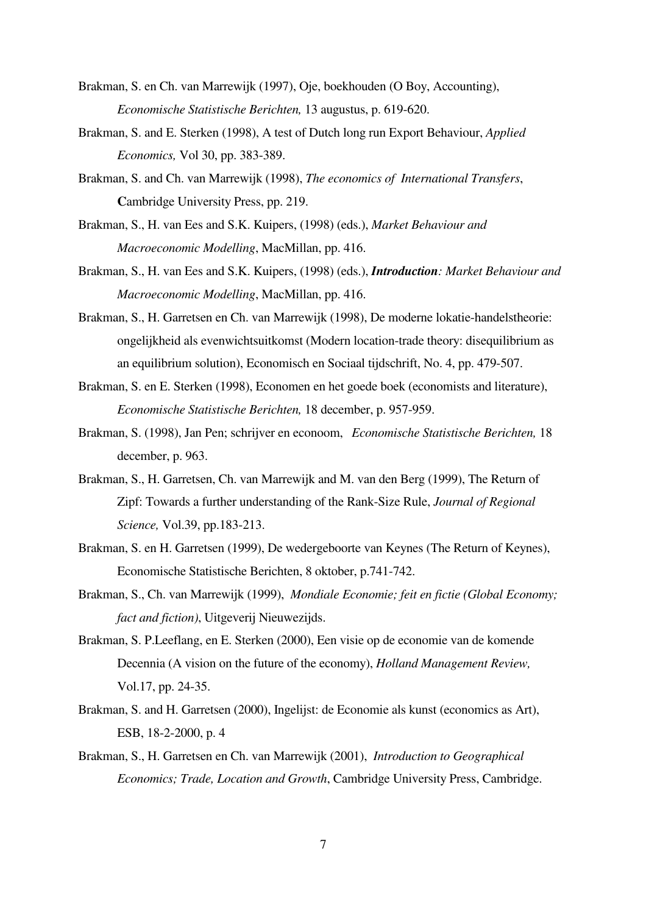Brakman, S. en Ch. van Marrewijk (1997), Oje, boekhouden (O Boy, Accounting), *Economische Statistische Berichten,* 13 augustus, p. 619-620.

Brakman, S. and E. Sterken (1998), A test of Dutch long run Export Behaviour, *Applied Economics,* Vol 30, pp. 383-389.

Brakman, S. and Ch. van Marrewijk (1998), *The economics of International Transfers*, **C**ambridge University Press, pp. 219.

Brakman, S., H. van Ees and S.K. Kuipers, (1998) (eds.), *Market Behaviour and Macroeconomic Modelling*, MacMillan, pp. 416.

Brakman, S., H. van Ees and S.K. Kuipers, (1998) (eds.), ***Introduction**: Market Behaviour and Macroeconomic Modelling*, MacMillan, pp. 416.

Brakman, S., H. Garretsen en Ch. van Marrewijk (1998), De moderne lokatie-handelstheorie: ongelijkheid als evenwichtsuitkomst (Modern location-trade theory: disequilibrium as an equilibrium solution), Economisch en Sociaal tijdschrift, No. 4, pp. 479-507.

Brakman, S. en E. Sterken (1998), Economen en het goede boek (economists and literature), *Economische Statistische Berichten,* 18 december, p. 957-959.

Brakman, S. (1998), Jan Pen; schrijver en econoom, *Economische Statistische Berichten,* 18 december, p. 963.

Brakman, S., H. Garretsen, Ch. van Marrewijk and M. van den Berg (1999), The Return of Zipf: Towards a further understanding of the Rank-Size Rule, *Journal of Regional Science,* Vol.39, pp.183-213.

Brakman, S. en H. Garretsen (1999), De wedergeboorte van Keynes (The Return of Keynes), Economische Statistische Berichten, 8 oktober, p.741-742.

Brakman, S., Ch. van Marrewijk (1999), *Mondiale Economie; feit en fictie (Global Economy; fact and fiction)*, Uitgeverij Nieuwezijds.

Brakman, S. P.Leeflang, en E. Sterken (2000), Een visie op de economie van de komende Decennia (A vision on the future of the economy), *Holland Management Review,* Vol.17, pp. 24-35.

Brakman, S. and H. Garretsen (2000), Ingelijst: de Economie als kunst (economics as Art), ESB, 18-2-2000, p. 4

Brakman, S., H. Garretsen en Ch. van Marrewijk (2001), *Introduction to Geographical Economics; Trade, Location and Growth*, Cambridge University Press, Cambridge.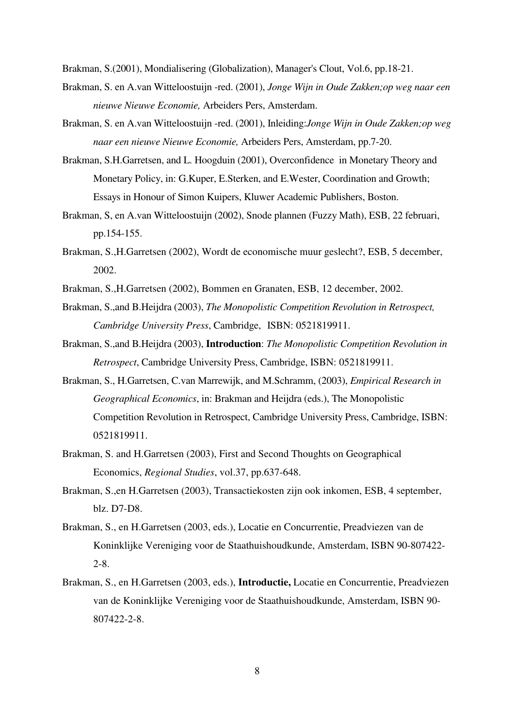Brakman, S.(2001), Mondialisering (Globalization), Manager's Clout, Vol.6, pp.18-21.

Brakman, S. en A.van Witteloostuijn -red. (2001), *Jonge Wijn in Oude Zakken;op weg naar een nieuwe Nieuwe Economie,* Arbeiders Pers, Amsterdam.

Brakman, S. en A.van Witteloostuijn -red. (2001), Inleiding:*Jonge Wijn in Oude Zakken;op weg naar een nieuwe Nieuwe Economie,* Arbeiders Pers, Amsterdam, pp.7-20.

Brakman, S.H.Garretsen, and L. Hoogduin (2001), Overconfidence in Monetary Theory and Monetary Policy, in: G.Kuper, E.Sterken, and E.Wester, Coordination and Growth; Essays in Honour of Simon Kuipers, Kluwer Academic Publishers, Boston.

Brakman, S, en A.van Witteloostuijn (2002), Snode plannen (Fuzzy Math), ESB, 22 februari, pp.154-155.

Brakman, S.,H.Garretsen (2002), Wordt de economische muur geslecht?, ESB, 5 december, 2002.

Brakman, S.,H.Garretsen (2002), Bommen en Granaten, ESB, 12 december, 2002.

Brakman, S.,and B.Heijdra (2003), *The Monopolistic Competition Revolution in Retrospect, Cambridge University Press*, Cambridge, ISBN: 0521819911.

Brakman, S.,and B.Heijdra (2003), **Introduction**: *The Monopolistic Competition Revolution in Retrospect*, Cambridge University Press, Cambridge, ISBN: 0521819911.

Brakman, S., H.Garretsen, C.van Marrewijk, and M.Schramm, (2003), *Empirical Research in Geographical Economics*, in: Brakman and Heijdra (eds.), The Monopolistic Competition Revolution in Retrospect, Cambridge University Press, Cambridge, ISBN: 0521819911.

Brakman, S. and H.Garretsen (2003), First and Second Thoughts on Geographical Economics, *Regional Studies*, vol.37, pp.637-648.

Brakman, S.,en H.Garretsen (2003), Transactiekosten zijn ook inkomen, ESB, 4 september, blz. D7-D8.

Brakman, S., en H.Garretsen (2003, eds.), Locatie en Concurrentie, Preadviezen van de Koninklijke Vereniging voor de Staathuishoudkunde, Amsterdam, ISBN 90-807422-2-8.

Brakman, S., en H.Garretsen (2003, eds.), **Introductie,** Locatie en Concurrentie, Preadviezen van de Koninklijke Vereniging voor de Staathuishoudkunde, Amsterdam, ISBN 90-807422-2-8.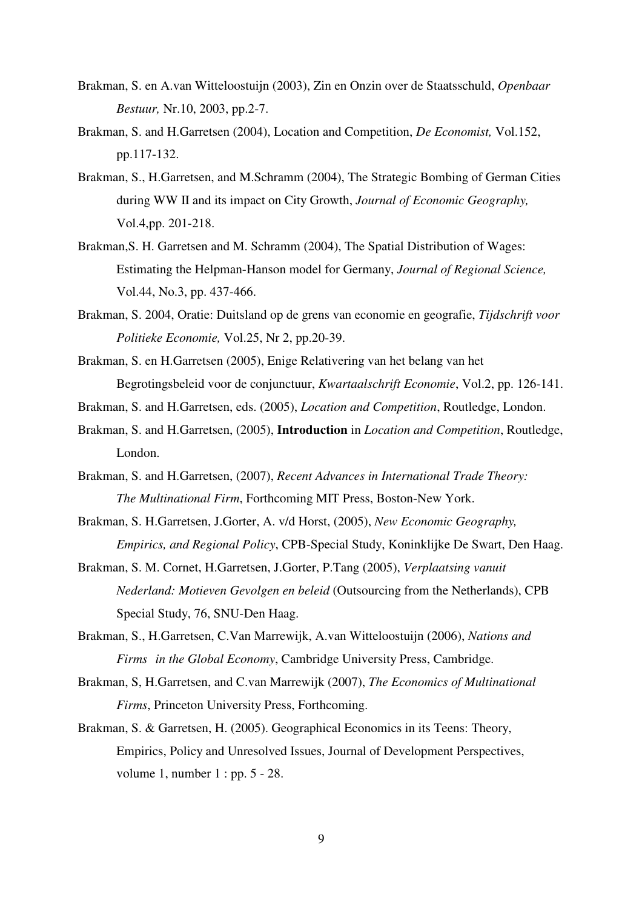Brakman, S. en A.van Witteloostuijn (2003), Zin en Onzin over de Staatsschuld, *Openbaar Bestuur,* Nr.10, 2003, pp.2-7.

Brakman, S. and H.Garretsen (2004), Location and Competition, *De Economist,* Vol.152, pp.117-132.

Brakman, S., H.Garretsen, and M.Schramm (2004), The Strategic Bombing of German Cities during WW II and its impact on City Growth, *Journal of Economic Geography,* Vol.4,pp. 201-218.

Brakman,S. H. Garretsen and M. Schramm (2004), The Spatial Distribution of Wages: Estimating the Helpman-Hanson model for Germany, *Journal of Regional Science,* Vol.44, No.3, pp. 437-466.

Brakman, S. 2004, Oratie: Duitsland op de grens van economie en geografie, *Tijdschrift voor Politieke Economie,* Vol.25, Nr 2, pp.20-39.

Brakman, S. en H.Garretsen (2005), Enige Relativering van het belang van het Begrotingsbeleid voor de conjunctuur, *Kwartaalschrift Economie*, Vol.2, pp. 126-141.

Brakman, S. and H.Garretsen, eds. (2005), *Location and Competition*, Routledge, London.

Brakman, S. and H.Garretsen, (2005), **Introduction** in *Location and Competition*, Routledge, London.

Brakman, S. and H.Garretsen, (2007), *Recent Advances in International Trade Theory: The Multinational Firm*, Forthcoming MIT Press, Boston-New York.

Brakman, S. H.Garretsen, J.Gorter, A. v/d Horst, (2005), *New Economic Geography, Empirics, and Regional Policy*, CPB-Special Study, Koninklijke De Swart, Den Haag.

Brakman, S. M. Cornet, H.Garretsen, J.Gorter, P.Tang (2005), *Verplaatsing vanuit Nederland: Motieven Gevolgen en beleid* (Outsourcing from the Netherlands), CPB Special Study, 76, SNU-Den Haag.

Brakman, S., H.Garretsen, C.Van Marrewijk, A.van Witteloostuijn (2006), *Nations and Firms in the Global Economy*, Cambridge University Press, Cambridge.

Brakman, S, H.Garretsen, and C.van Marrewijk (2007), *The Economics of Multinational Firms*, Princeton University Press, Forthcoming.

Brakman, S. & Garretsen, H. (2005). Geographical Economics in its Teens: Theory, Empirics, Policy and Unresolved Issues, Journal of Development Perspectives, volume 1, number 1 : pp. 5 - 28.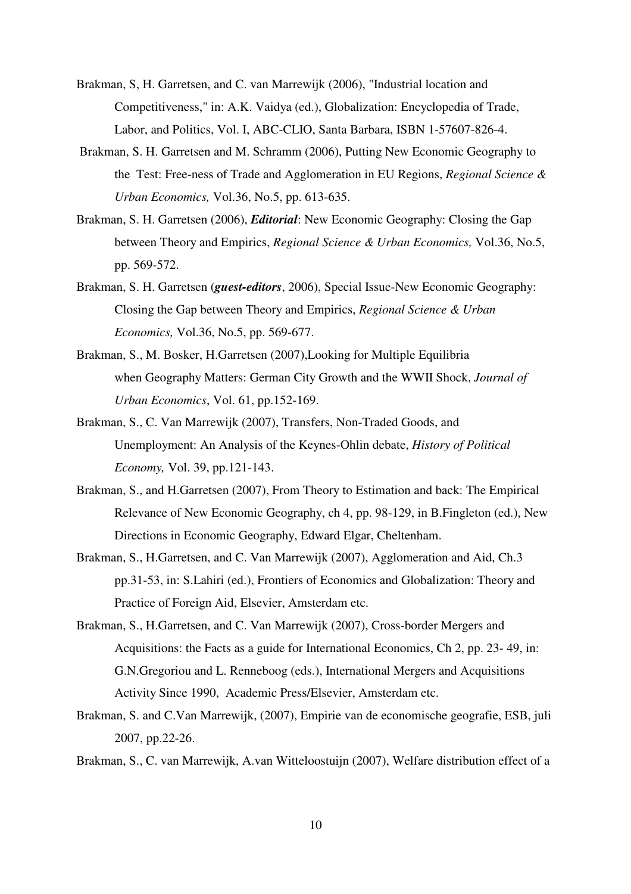Brakman, S, H. Garretsen, and C. van Marrewijk (2006), "Industrial location and Competitiveness," in: A.K. Vaidya (ed.), Globalization: Encyclopedia of Trade, Labor, and Politics, Vol. I, ABC-CLIO, Santa Barbara, ISBN 1-57607-826-4.

Brakman, S. H. Garretsen and M. Schramm (2006), Putting New Economic Geography to the Test: Free-ness of Trade and Agglomeration in EU Regions, *Regional Science & Urban Economics,* Vol.36, No.5, pp. 613-635.

Brakman, S. H. Garretsen (2006), ***Editorial***: New Economic Geography: Closing the Gap between Theory and Empirics, *Regional Science & Urban Economics,* Vol.36, No.5, pp. 569-572.

Brakman, S. H. Garretsen (***guest-editors***, 2006), Special Issue-New Economic Geography: Closing the Gap between Theory and Empirics, *Regional Science & Urban Economics,* Vol.36, No.5, pp. 569-677.

Brakman, S., M. Bosker, H.Garretsen (2007),Looking for Multiple Equilibria when Geography Matters: German City Growth and the WWII Shock, *Journal of Urban Economics*, Vol. 61, pp.152-169.

Brakman, S., C. Van Marrewijk (2007), Transfers, Non-Traded Goods, and Unemployment: An Analysis of the Keynes-Ohlin debate, *History of Political Economy,* Vol. 39, pp.121-143.

Brakman, S., and H.Garretsen (2007), From Theory to Estimation and back: The Empirical Relevance of New Economic Geography, ch 4, pp. 98-129, in B.Fingleton (ed.), New Directions in Economic Geography, Edward Elgar, Cheltenham.

Brakman, S., H.Garretsen, and C. Van Marrewijk (2007), Agglomeration and Aid, Ch.3 pp.31-53, in: S.Lahiri (ed.), Frontiers of Economics and Globalization: Theory and Practice of Foreign Aid, Elsevier, Amsterdam etc.

Brakman, S., H.Garretsen, and C. Van Marrewijk (2007), Cross-border Mergers and Acquisitions: the Facts as a guide for International Economics, Ch 2, pp. 23- 49, in: G.N.Gregoriou and L. Renneboog (eds.), International Mergers and Acquisitions Activity Since 1990, Academic Press/Elsevier, Amsterdam etc.

Brakman, S. and C.Van Marrewijk, (2007), Empirie van de economische geografie, ESB, juli 2007, pp.22-26.

Brakman, S., C. van Marrewijk, A.van Witteloostuijn (2007), Welfare distribution effect of a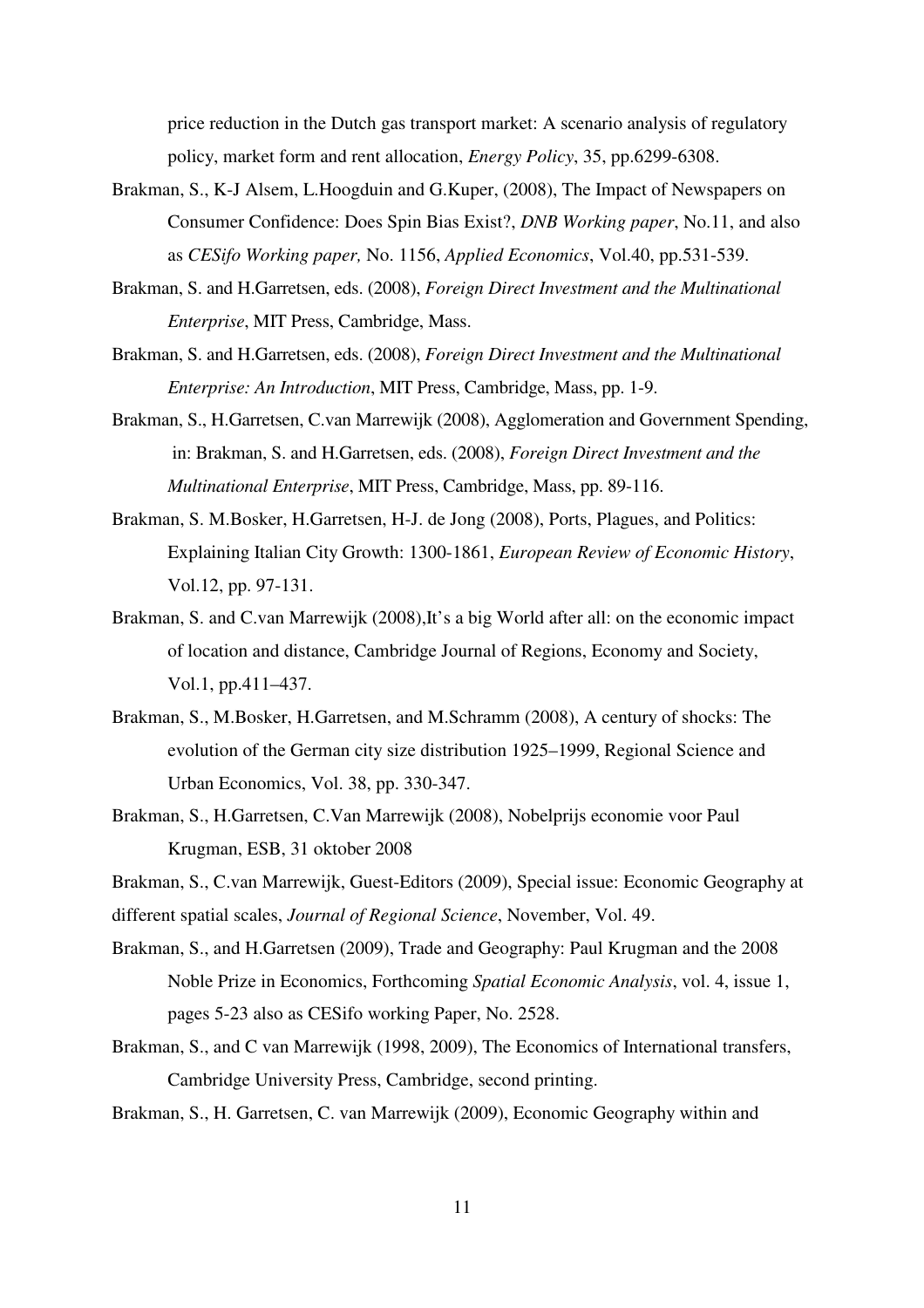price reduction in the Dutch gas transport market: A scenario analysis of regulatory policy, market form and rent allocation, *Energy Policy*, 35, pp.6299-6308.

Brakman, S., K-J Alsem, L.Hoogduin and G.Kuper, (2008), The Impact of Newspapers on Consumer Confidence: Does Spin Bias Exist?, *DNB Working paper*, No.11, and also as *CESifo Working paper,* No. 1156, *Applied Economics*, Vol.40, pp.531-539.

Brakman, S. and H.Garretsen, eds. (2008), *Foreign Direct Investment and the Multinational Enterprise*, MIT Press, Cambridge, Mass.

Brakman, S. and H.Garretsen, eds. (2008), *Foreign Direct Investment and the Multinational Enterprise: An Introduction*, MIT Press, Cambridge, Mass, pp. 1-9.

Brakman, S., H.Garretsen, C.van Marrewijk (2008), Agglomeration and Government Spending, in: Brakman, S. and H.Garretsen, eds. (2008), *Foreign Direct Investment and the Multinational Enterprise*, MIT Press, Cambridge, Mass, pp. 89-116.

Brakman, S. M.Bosker, H.Garretsen, H-J. de Jong (2008), Ports, Plagues, and Politics: Explaining Italian City Growth: 1300-1861, *European Review of Economic History*, Vol.12, pp. 97-131.

Brakman, S. and C.van Marrewijk (2008),It's a big World after all: on the economic impact of location and distance, Cambridge Journal of Regions, Economy and Society, Vol.1, pp.411–437.

Brakman, S., M.Bosker, H.Garretsen, and M.Schramm (2008), A century of shocks: The evolution of the German city size distribution 1925–1999, Regional Science and Urban Economics, Vol. 38, pp. 330-347.

Brakman, S., H.Garretsen, C.Van Marrewijk (2008), Nobelprijs economie voor Paul Krugman, ESB, 31 oktober 2008

Brakman, S., C.van Marrewijk, Guest-Editors (2009), Special issue: Economic Geography at different spatial scales, *Journal of Regional Science*, November, Vol. 49.

Brakman, S., and H.Garretsen (2009), Trade and Geography: Paul Krugman and the 2008 Noble Prize in Economics, Forthcoming *Spatial Economic Analysis*, vol. 4, issue 1, pages 5-23 also as CESifo working Paper, No. 2528.

Brakman, S., and C van Marrewijk (1998, 2009), The Economics of International transfers, Cambridge University Press, Cambridge, second printing.

Brakman, S., H. Garretsen, C. van Marrewijk (2009), Economic Geography within and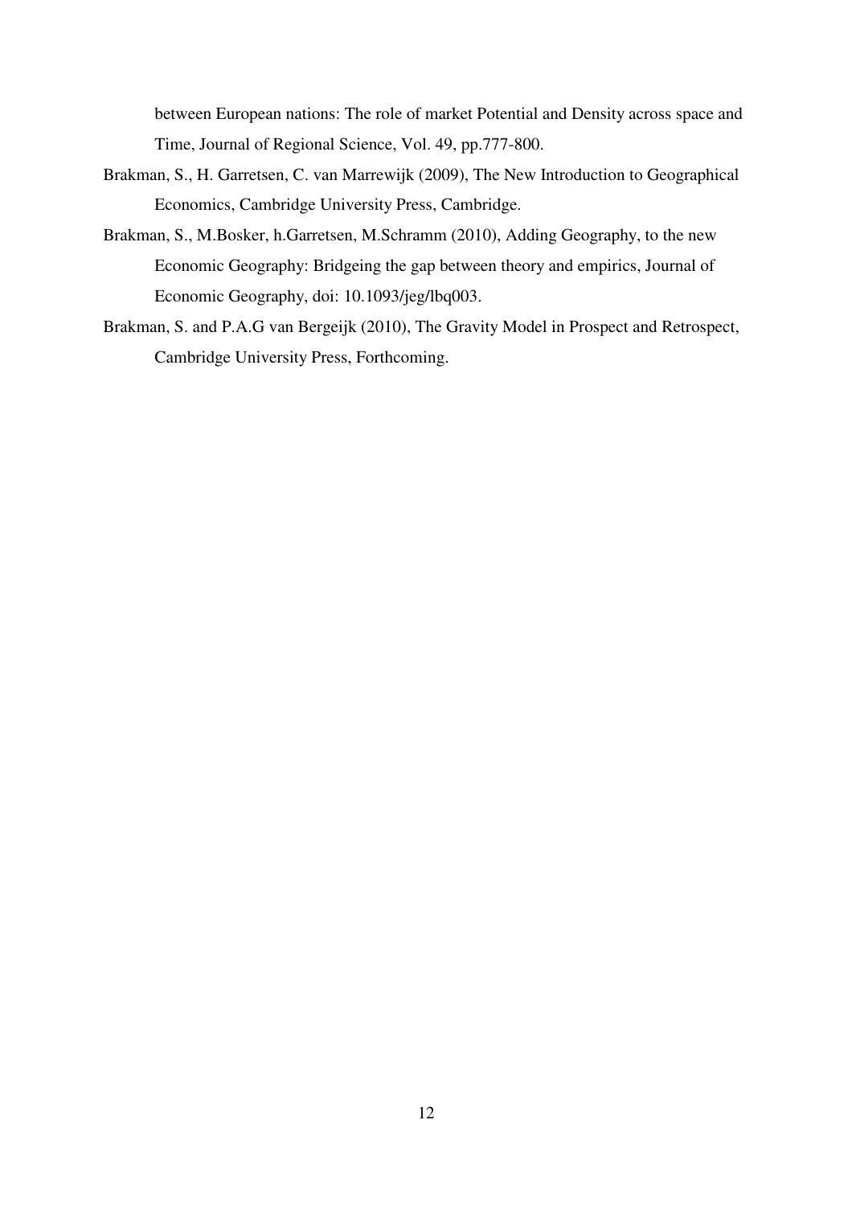between European nations: The role of market Potential and Density across space and Time, Journal of Regional Science, Vol. 49, pp.777-800.

Brakman, S., H. Garretsen, C. van Marrewijk (2009), The New Introduction to Geographical Economics, Cambridge University Press, Cambridge.

Brakman, S., M.Bosker, h.Garretsen, M.Schramm (2010), Adding Geography, to the new Economic Geography: Bridgeing the gap between theory and empirics, Journal of Economic Geography, doi: 10.1093/jeg/lbq003.

Brakman, S. and P.A.G van Bergeijk (2010), The Gravity Model in Prospect and Retrospect, Cambridge University Press, Forthcoming.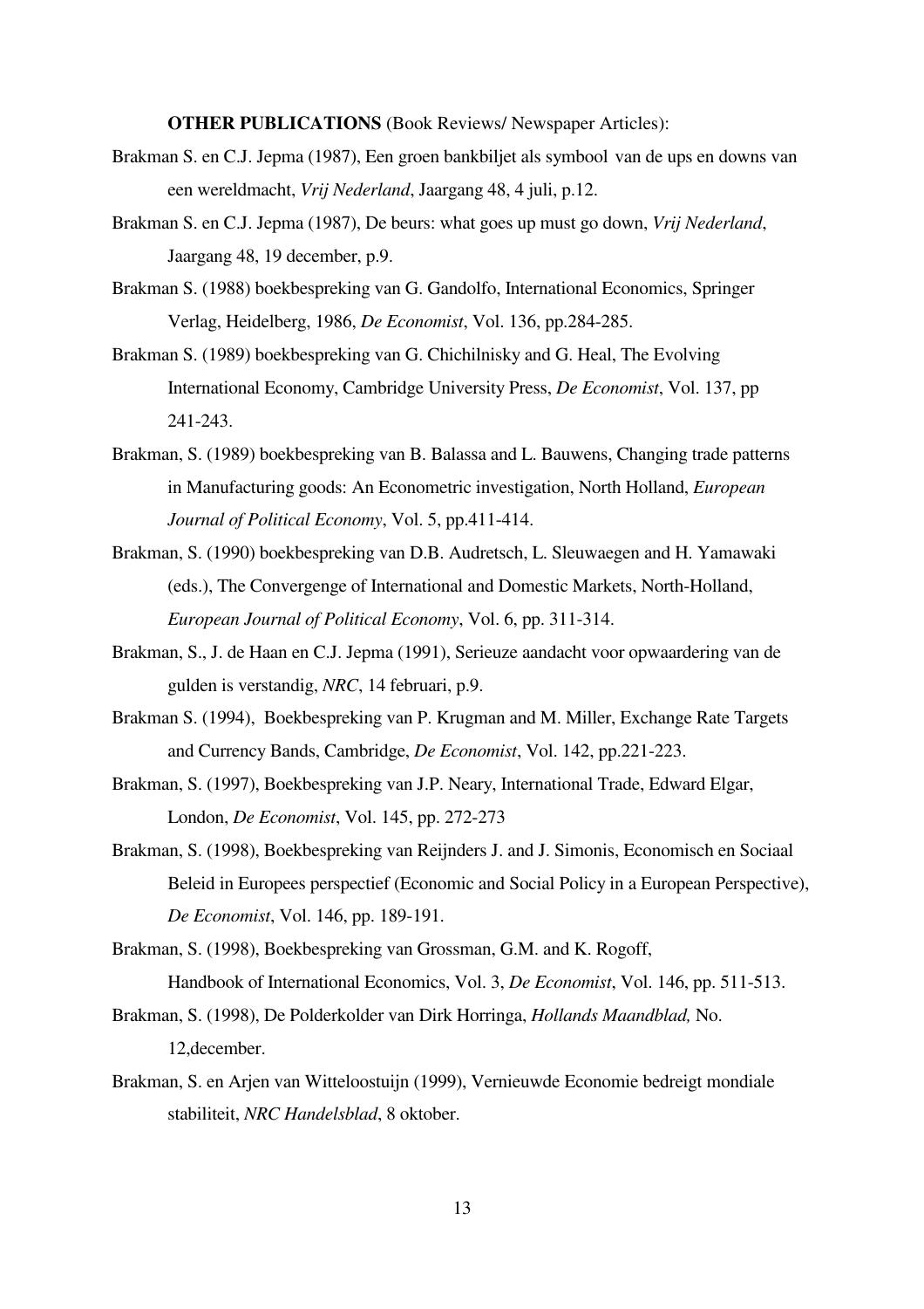**OTHER PUBLICATIONS** (Book Reviews/ Newspaper Articles):

Brakman S. en C.J. Jepma (1987), Een groen bankbiljet als symbool van de ups en downs van een wereldmacht, *Vrij Nederland*, Jaargang 48, 4 juli, p.12.

Brakman S. en C.J. Jepma (1987), De beurs: what goes up must go down, *Vrij Nederland*, Jaargang 48, 19 december, p.9.

Brakman S. (1988) boekbespreking van G. Gandolfo, International Economics, Springer Verlag, Heidelberg, 1986, *De Economist*, Vol. 136, pp.284-285.

Brakman S. (1989) boekbespreking van G. Chichilnisky and G. Heal, The Evolving International Economy, Cambridge University Press, *De Economist*, Vol. 137, pp 241-243.

Brakman, S. (1989) boekbespreking van B. Balassa and L. Bauwens, Changing trade patterns in Manufacturing goods: An Econometric investigation, North Holland, *European Journal of Political Economy*, Vol. 5, pp.411-414.

Brakman, S. (1990) boekbespreking van D.B. Audretsch, L. Sleuwaegen and H. Yamawaki (eds.), The Convergenge of International and Domestic Markets, North-Holland, *European Journal of Political Economy*, Vol. 6, pp. 311-314.

Brakman, S., J. de Haan en C.J. Jepma (1991), Serieuze aandacht voor opwaardering van de gulden is verstandig, *NRC*, 14 februari, p.9.

Brakman S. (1994), Boekbespreking van P. Krugman and M. Miller, Exchange Rate Targets and Currency Bands, Cambridge, *De Economist*, Vol. 142, pp.221-223.

Brakman, S. (1997), Boekbespreking van J.P. Neary, International Trade, Edward Elgar, London, *De Economist*, Vol. 145, pp. 272-273

Brakman, S. (1998), Boekbespreking van Reijnders J. and J. Simonis, Economisch en Sociaal Beleid in Europees perspectief (Economic and Social Policy in a European Perspective), *De Economist*, Vol. 146, pp. 189-191.

Brakman, S. (1998), Boekbespreking van Grossman, G.M. and K. Rogoff, Handbook of International Economics, Vol. 3, *De Economist*, Vol. 146, pp. 511-513.

Brakman, S. (1998), De Polderkolder van Dirk Horringa, *Hollands Maandblad,* No. 12,december.

Brakman, S. en Arjen van Witteloostuijn (1999), Vernieuwde Economie bedreigt mondiale stabiliteit, *NRC Handelsblad*, 8 oktober.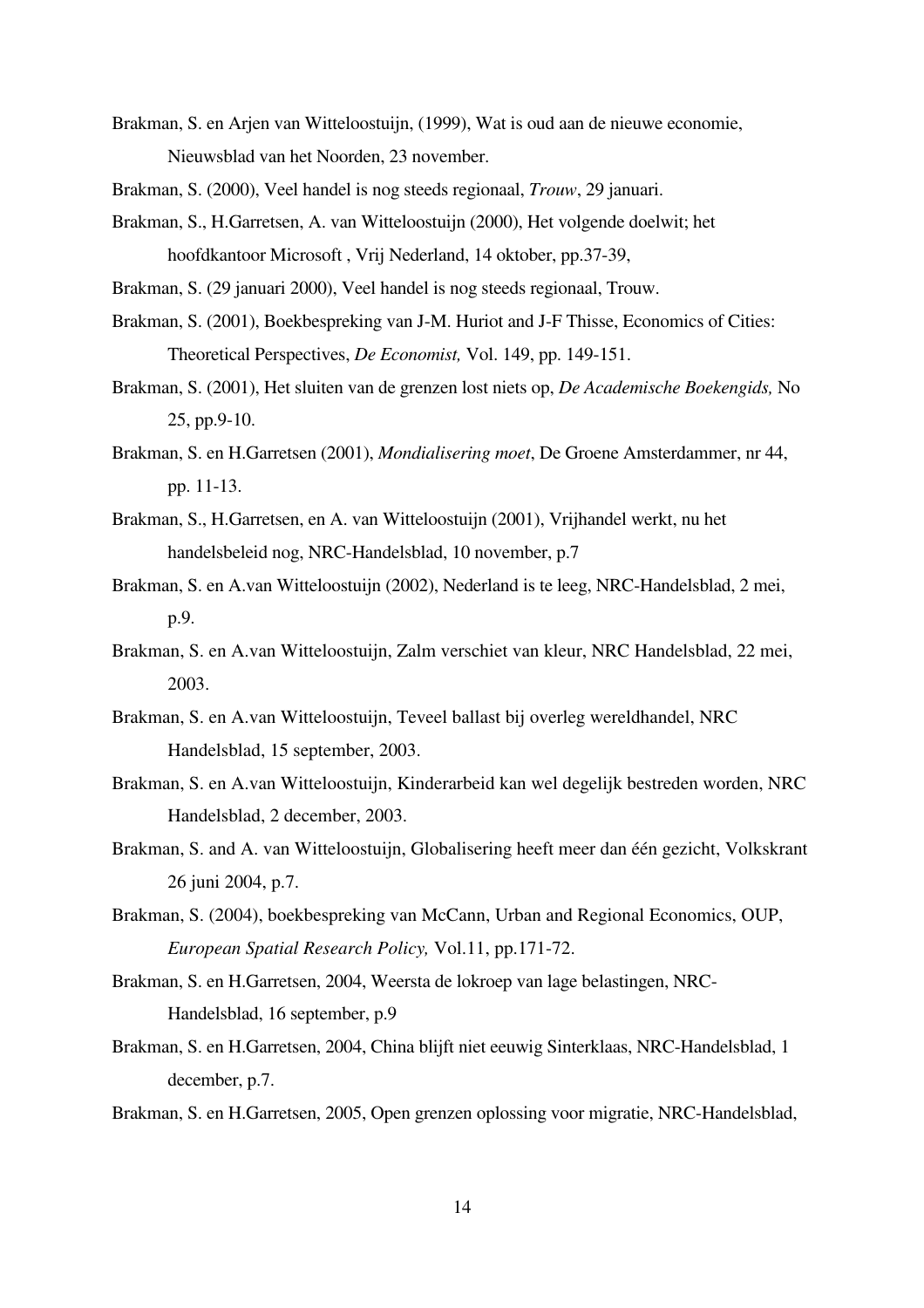Brakman, S. en Arjen van Witteloostuijn, (1999), Wat is oud aan de nieuwe economie, Nieuwsblad van het Noorden, 23 november.

Brakman, S. (2000), Veel handel is nog steeds regionaal, *Trouw*, 29 januari.

Brakman, S., H.Garretsen, A. van Witteloostuijn (2000), Het volgende doelwit; het hoofdkantoor Microsoft , Vrij Nederland, 14 oktober, pp.37-39,

Brakman, S. (29 januari 2000), Veel handel is nog steeds regionaal, Trouw.

Brakman, S. (2001), Boekbespreking van J-M. Huriot and J-F Thisse, Economics of Cities: Theoretical Perspectives, *De Economist,* Vol. 149, pp. 149-151.

Brakman, S. (2001), Het sluiten van de grenzen lost niets op, *De Academische Boekengids,* No 25, pp.9-10.

Brakman, S. en H.Garretsen (2001), *Mondialisering moet*, De Groene Amsterdammer, nr 44, pp. 11-13.

Brakman, S., H.Garretsen, en A. van Witteloostuijn (2001), Vrijhandel werkt, nu het handelsbeleid nog, NRC-Handelsblad, 10 november, p.7

Brakman, S. en A.van Witteloostuijn (2002), Nederland is te leeg, NRC-Handelsblad, 2 mei, p.9.

Brakman, S. en A.van Witteloostuijn, Zalm verschiet van kleur, NRC Handelsblad, 22 mei, 2003.

Brakman, S. en A.van Witteloostuijn, Teveel ballast bij overleg wereldhandel, NRC Handelsblad, 15 september, 2003.

Brakman, S. en A.van Witteloostuijn, Kinderarbeid kan wel degelijk bestreden worden, NRC Handelsblad, 2 december, 2003.

Brakman, S. and A. van Witteloostuijn, Globalisering heeft meer dan één gezicht, Volkskrant 26 juni 2004, p.7.

Brakman, S. (2004), boekbespreking van McCann, Urban and Regional Economics, OUP, *European Spatial Research Policy,* Vol.11, pp.171-72.

Brakman, S. en H.Garretsen, 2004, Weersta de lokroep van lage belastingen, NRC-Handelsblad, 16 september, p.9

Brakman, S. en H.Garretsen, 2004, China blijft niet eeuwig Sinterklaas, NRC-Handelsblad, 1 december, p.7.

Brakman, S. en H.Garretsen, 2005, Open grenzen oplossing voor migratie, NRC-Handelsblad,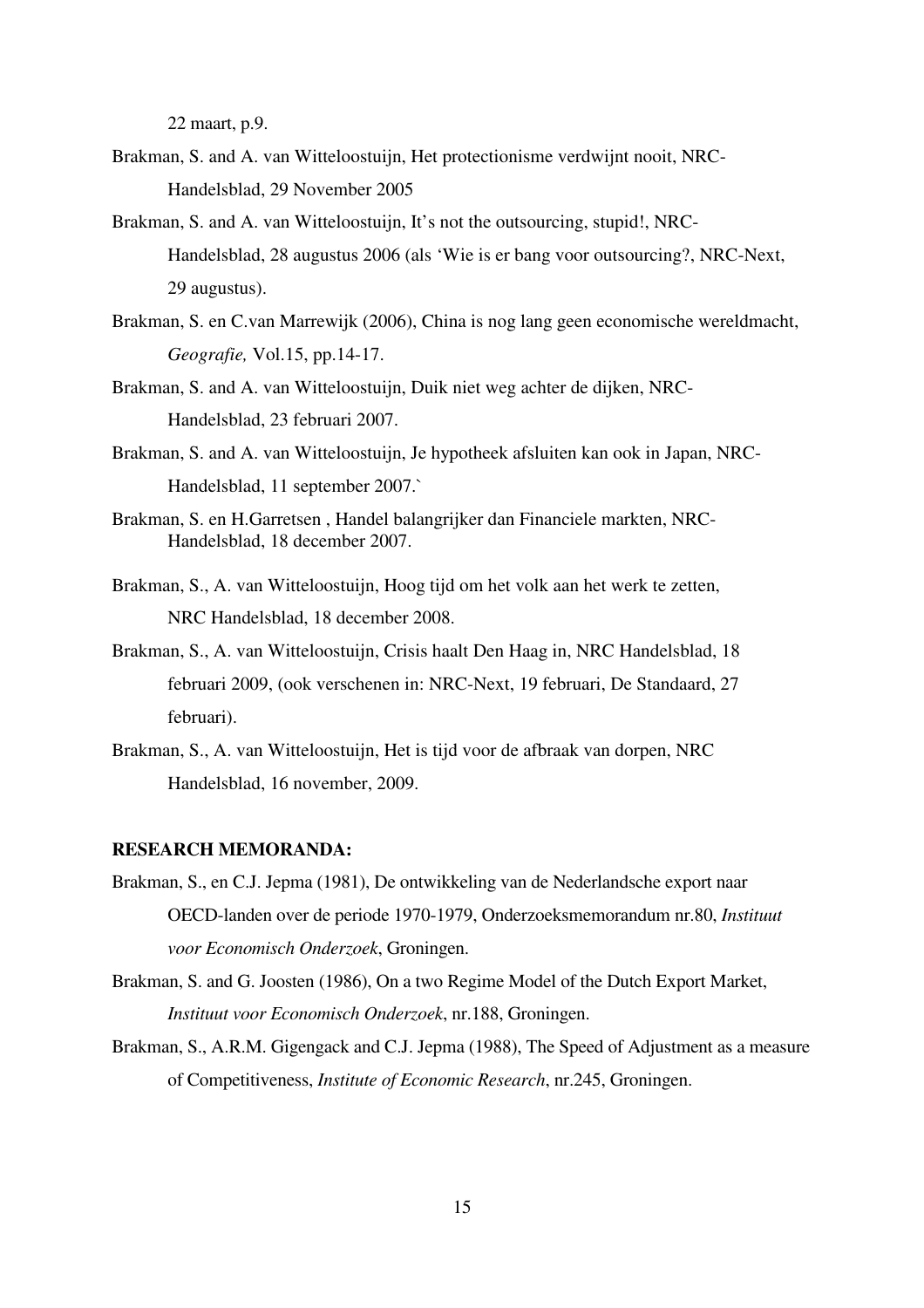22 maart, p.9.

Brakman, S. and A. van Witteloostuijn, Het protectionisme verdwijnt nooit, NRC-Handelsblad, 29 November 2005

Brakman, S. and A. van Witteloostuijn, It's not the outsourcing, stupid!, NRC-Handelsblad, 28 augustus 2006 (als 'Wie is er bang voor outsourcing?, NRC-Next, 29 augustus).

Brakman, S. en C.van Marrewijk (2006), China is nog lang geen economische wereldmacht, *Geografie,* Vol.15, pp.14-17.

Brakman, S. and A. van Witteloostuijn, Duik niet weg achter de dijken, NRC-Handelsblad, 23 februari 2007.

Brakman, S. and A. van Witteloostuijn, Je hypotheek afsluiten kan ook in Japan, NRC-Handelsblad, 11 september 2007.`

Brakman, S. en H.Garretsen , Handel balangrijker dan Financiele markten, NRC-Handelsblad, 18 december 2007.

Brakman, S., A. van Witteloostuijn, Hoog tijd om het volk aan het werk te zetten, NRC Handelsblad, 18 december 2008.

Brakman, S., A. van Witteloostuijn, Crisis haalt Den Haag in, NRC Handelsblad, 18 februari 2009, (ook verschenen in: NRC-Next, 19 februari, De Standaard, 27 februari).

Brakman, S., A. van Witteloostuijn, Het is tijd voor de afbraak van dorpen, NRC Handelsblad, 16 november, 2009.

**RESEARCH MEMORANDA:**

Brakman, S., en C.J. Jepma (1981), De ontwikkeling van de Nederlandsche export naar OECD-landen over de periode 1970-1979, Onderzoeksmemorandum nr.80, *Instituut voor Economisch Onderzoek*, Groningen.

Brakman, S. and G. Joosten (1986), On a two Regime Model of the Dutch Export Market, *Instituut voor Economisch Onderzoek*, nr.188, Groningen.

Brakman, S., A.R.M. Gigengack and C.J. Jepma (1988), The Speed of Adjustment as a measure of Competitiveness, *Institute of Economic Research*, nr.245, Groningen.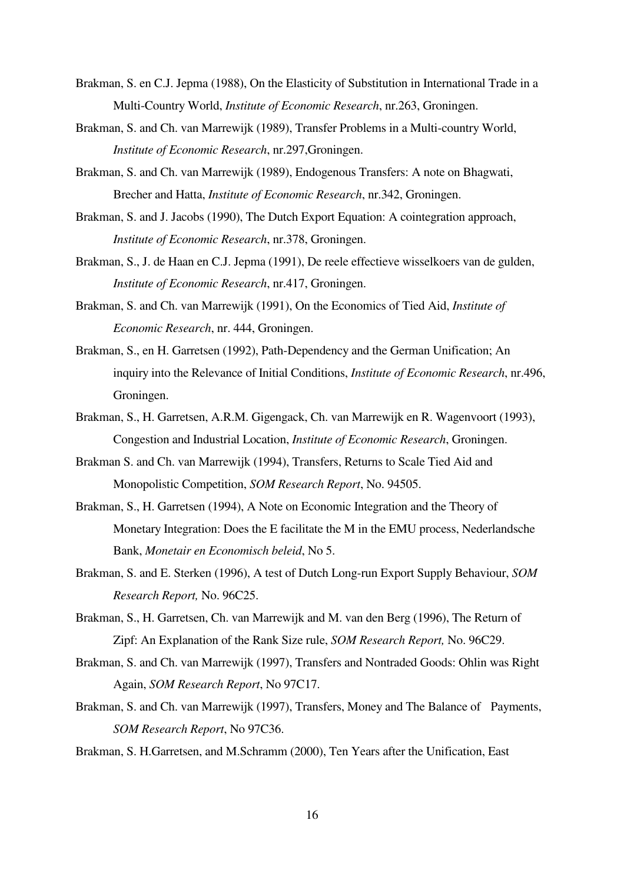Brakman, S. en C.J. Jepma (1988), On the Elasticity of Substitution in International Trade in a Multi-Country World, *Institute of Economic Research*, nr.263, Groningen.

Brakman, S. and Ch. van Marrewijk (1989), Transfer Problems in a Multi-country World, *Institute of Economic Research*, nr.297,Groningen.

Brakman, S. and Ch. van Marrewijk (1989), Endogenous Transfers: A note on Bhagwati, Brecher and Hatta, *Institute of Economic Research*, nr.342, Groningen.

Brakman, S. and J. Jacobs (1990), The Dutch Export Equation: A cointegration approach, *Institute of Economic Research*, nr.378, Groningen.

Brakman, S., J. de Haan en C.J. Jepma (1991), De reele effectieve wisselkoers van de gulden, *Institute of Economic Research*, nr.417, Groningen.

Brakman, S. and Ch. van Marrewijk (1991), On the Economics of Tied Aid, *Institute of Economic Research*, nr. 444, Groningen.

Brakman, S., en H. Garretsen (1992), Path-Dependency and the German Unification; An inquiry into the Relevance of Initial Conditions, *Institute of Economic Research*, nr.496, Groningen.

Brakman, S., H. Garretsen, A.R.M. Gigengack, Ch. van Marrewijk en R. Wagenvoort (1993), Congestion and Industrial Location, *Institute of Economic Research*, Groningen.

Brakman S. and Ch. van Marrewijk (1994), Transfers, Returns to Scale Tied Aid and Monopolistic Competition, *SOM Research Report*, No. 94505.

Brakman, S., H. Garretsen (1994), A Note on Economic Integration and the Theory of Monetary Integration: Does the E facilitate the M in the EMU process, Nederlandsche Bank, *Monetair en Economisch beleid*, No 5.

Brakman, S. and E. Sterken (1996), A test of Dutch Long-run Export Supply Behaviour, *SOM Research Report,* No. 96C25.

Brakman, S., H. Garretsen, Ch. van Marrewijk and M. van den Berg (1996), The Return of Zipf: An Explanation of the Rank Size rule, *SOM Research Report,* No. 96C29.

Brakman, S. and Ch. van Marrewijk (1997), Transfers and Nontraded Goods: Ohlin was Right Again, *SOM Research Report*, No 97C17.

Brakman, S. and Ch. van Marrewijk (1997), Transfers, Money and The Balance of Payments, *SOM Research Report*, No 97C36.

Brakman, S. H.Garretsen, and M.Schramm (2000), Ten Years after the Unification, East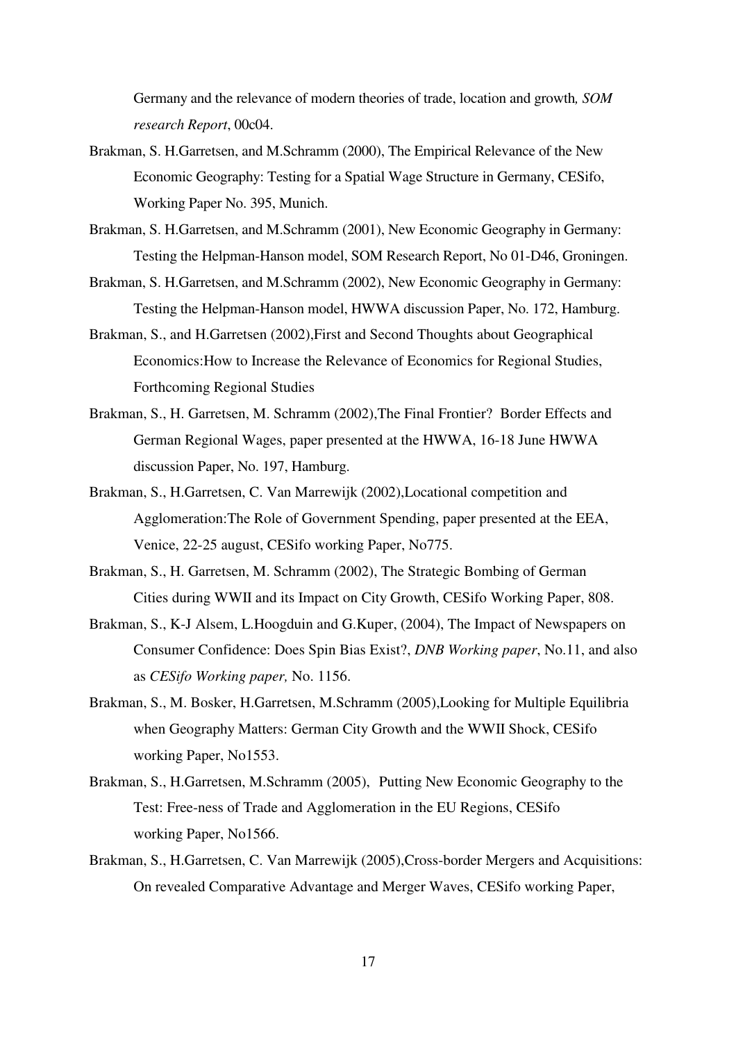Germany and the relevance of modern theories of trade, location and growth*, SOM research Report*, 00c04.

Brakman, S. H.Garretsen, and M.Schramm (2000), The Empirical Relevance of the New Economic Geography: Testing for a Spatial Wage Structure in Germany, CESifo, Working Paper No. 395, Munich.

Brakman, S. H.Garretsen, and M.Schramm (2001), New Economic Geography in Germany: Testing the Helpman-Hanson model, SOM Research Report, No 01-D46, Groningen.

Brakman, S. H.Garretsen, and M.Schramm (2002), New Economic Geography in Germany: Testing the Helpman-Hanson model, HWWA discussion Paper, No. 172, Hamburg.

Brakman, S., and H.Garretsen (2002),First and Second Thoughts about Geographical Economics:How to Increase the Relevance of Economics for Regional Studies, Forthcoming Regional Studies

Brakman, S., H. Garretsen, M. Schramm (2002),The Final Frontier? Border Effects and German Regional Wages, paper presented at the HWWA, 16-18 June HWWA discussion Paper, No. 197, Hamburg.

Brakman, S., H.Garretsen, C. Van Marrewijk (2002),Locational competition and Agglomeration:The Role of Government Spending, paper presented at the EEA, Venice, 22-25 august, CESifo working Paper, No775.

Brakman, S., H. Garretsen, M. Schramm (2002), The Strategic Bombing of German Cities during WWII and its Impact on City Growth, CESifo Working Paper, 808.

Brakman, S., K-J Alsem, L.Hoogduin and G.Kuper, (2004), The Impact of Newspapers on Consumer Confidence: Does Spin Bias Exist?, *DNB Working paper*, No.11, and also as *CESifo Working paper,* No. 1156.

Brakman, S., M. Bosker, H.Garretsen, M.Schramm (2005),Looking for Multiple Equilibria when Geography Matters: German City Growth and the WWII Shock, CESifo working Paper, No1553.

Brakman, S., H.Garretsen, M.Schramm (2005), Putting New Economic Geography to the Test: Free-ness of Trade and Agglomeration in the EU Regions, CESifo working Paper, No1566.

Brakman, S., H.Garretsen, C. Van Marrewijk (2005),Cross-border Mergers and Acquisitions: On revealed Comparative Advantage and Merger Waves, CESifo working Paper,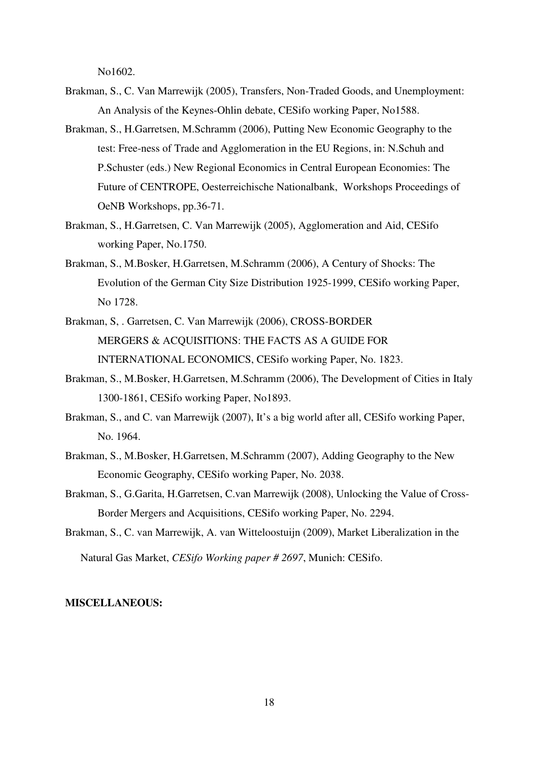No1602.

Brakman, S., C. Van Marrewijk (2005), Transfers, Non-Traded Goods, and Unemployment: An Analysis of the Keynes-Ohlin debate, CESifo working Paper, No1588.

Brakman, S., H.Garretsen, M.Schramm (2006), Putting New Economic Geography to the test: Free-ness of Trade and Agglomeration in the EU Regions, in: N.Schuh and P.Schuster (eds.) New Regional Economics in Central European Economies: The Future of CENTROPE, Oesterreichische Nationalbank, Workshops Proceedings of OeNB Workshops, pp.36-71.

Brakman, S., H.Garretsen, C. Van Marrewijk (2005), Agglomeration and Aid, CESifo working Paper, No.1750.

Brakman, S., M.Bosker, H.Garretsen, M.Schramm (2006), A Century of Shocks: The Evolution of the German City Size Distribution 1925-1999, CESifo working Paper, No 1728.

Brakman, S, . Garretsen, C. Van Marrewijk (2006), CROSS-BORDER MERGERS & ACQUISITIONS: THE FACTS AS A GUIDE FOR INTERNATIONAL ECONOMICS, CESifo working Paper, No. 1823.

Brakman, S., M.Bosker, H.Garretsen, M.Schramm (2006), The Development of Cities in Italy 1300-1861, CESifo working Paper, No1893.

Brakman, S., and C. van Marrewijk (2007), It's a big world after all, CESifo working Paper, No. 1964.

Brakman, S., M.Bosker, H.Garretsen, M.Schramm (2007), Adding Geography to the New Economic Geography, CESifo working Paper, No. 2038.

Brakman, S., G.Garita, H.Garretsen, C.van Marrewijk (2008), Unlocking the Value of Cross-Border Mergers and Acquisitions, CESifo working Paper, No. 2294.

Brakman, S., C. van Marrewijk, A. van Witteloostuijn (2009), Market Liberalization in the Natural Gas Market, *CESifo Working paper # 2697*, Munich: CESifo.

**MISCELLANEOUS:**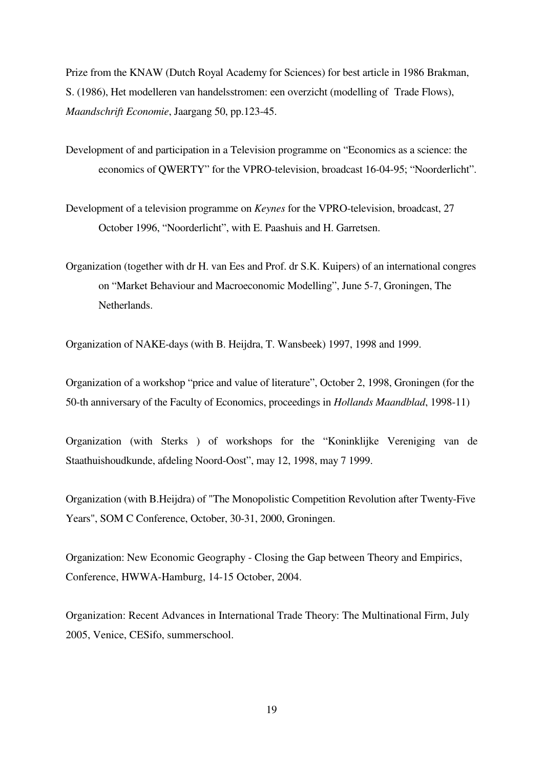Prize from the KNAW (Dutch Royal Academy for Sciences) for best article in 1986 Brakman, S. (1986), Het modelleren van handelsstromen: een overzicht (modelling of Trade Flows), *Maandschrift Economie*, Jaargang 50, pp.123-45.

Development of and participation in a Television programme on "Economics as a science: the economics of QWERTY" for the VPRO-television, broadcast 16-04-95; "Noorderlicht".

Development of a television programme on *Keynes* for the VPRO-television, broadcast, 27 October 1996, "Noorderlicht", with E. Paashuis and H. Garretsen.

Organization (together with dr H. van Ees and Prof. dr S.K. Kuipers) of an international congres on "Market Behaviour and Macroeconomic Modelling", June 5-7, Groningen, The Netherlands.

Organization of NAKE-days (with B. Heijdra, T. Wansbeek) 1997, 1998 and 1999.

Organization of a workshop "price and value of literature", October 2, 1998, Groningen (for the 50-th anniversary of the Faculty of Economics, proceedings in *Hollands Maandblad*, 1998-11)

Organization (with Sterks ) of workshops for the "Koninklijke Vereniging van de Staathuishoudkunde, afdeling Noord-Oost", may 12, 1998, may 7 1999.

Organization (with B.Heijdra) of "The Monopolistic Competition Revolution after Twenty-Five Years", SOM C Conference, October, 30-31, 2000, Groningen.

Organization: New Economic Geography - Closing the Gap between Theory and Empirics, Conference, HWWA-Hamburg, 14-15 October, 2004.

Organization: Recent Advances in International Trade Theory: The Multinational Firm, July 2005, Venice, CESifo, summerschool.